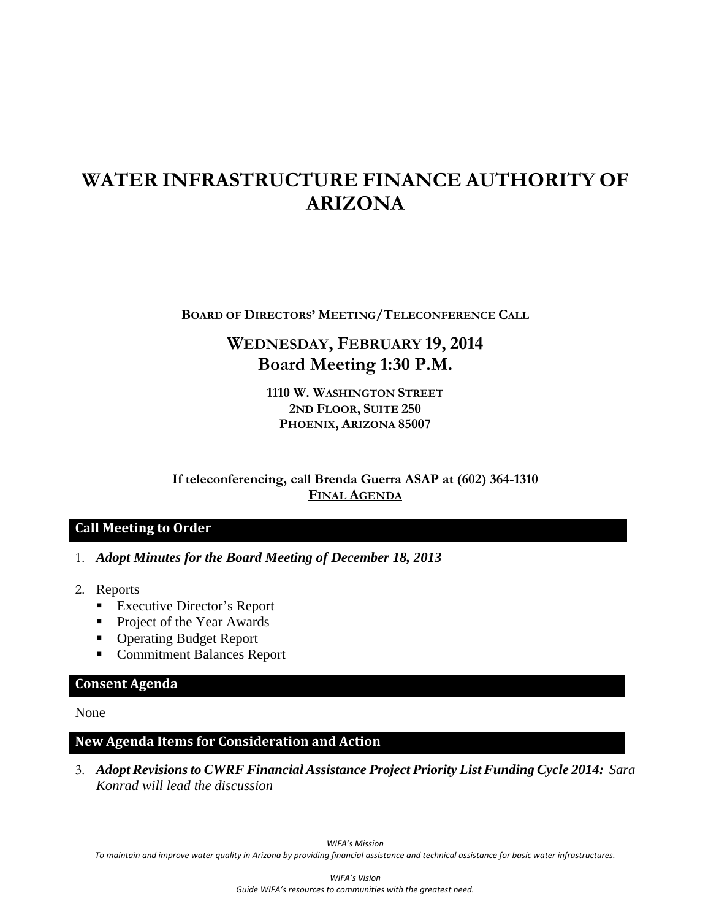# WATER INFRASTRUCTURE FINANCE AUTHORITY OF ARIZONA

**BOARD OF DIRECTORS' MEETING/TELECONFERENCE CALL**

## WEDNESDAY, FEBRUARY 19, 2014
## Board Meeting 1:30 P.M.

**1110 W. WASHINGTON STREET**
**2ND FLOOR, SUITE 250**
**PHOENIX, ARIZONA 85007**

**If teleconferencing, call Brenda Guerra ASAP at (602) 364-1310**
**FINAL AGENDA**

### Call Meeting to Order

1. ***Adopt Minutes for the Board Meeting of December 18, 2013***

2. Reports
   - Executive Director's Report
   - Project of the Year Awards
   - Operating Budget Report
   - Commitment Balances Report

### Consent Agenda

None

### New Agenda Items for Consideration and Action

3. ***Adopt Revisions to CWRF Financial Assistance Project Priority List Funding Cycle 2014:*** *Sara Konrad will lead the discussion*

*WIFA's Mission*
*To maintain and improve water quality in Arizona by providing financial assistance and technical assistance for basic water infrastructures.*

*WIFA's Vision*
*Guide WIFA's resources to communities with the greatest need.*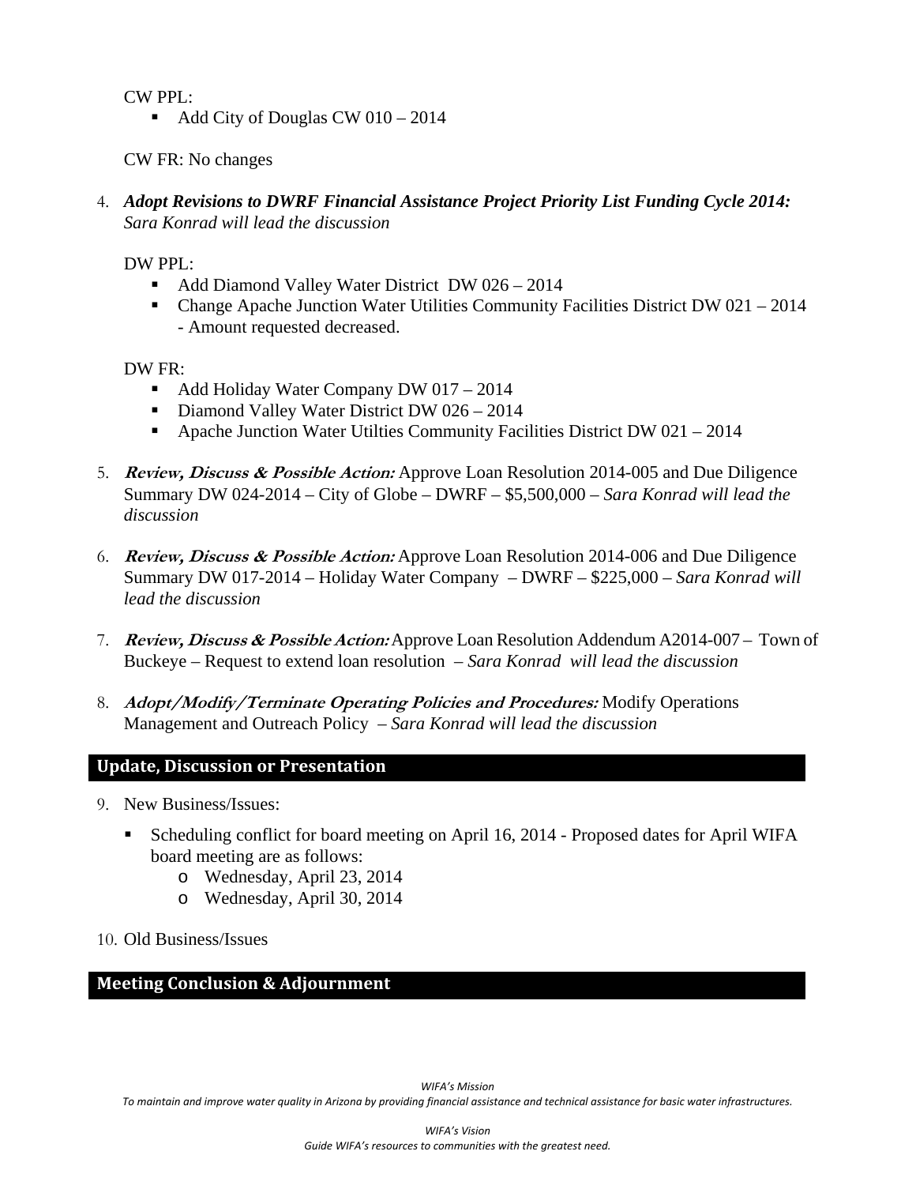CW PPL:

- Add City of Douglas CW 010 – 2014

CW FR: No changes

4. ***Adopt Revisions to DWRF Financial Assistance Project Priority List Funding Cycle 2014:*** *Sara Konrad will lead the discussion*

   DW PPL:

   - Add Diamond Valley Water District DW 026 – 2014
   - Change Apache Junction Water Utilities Community Facilities District DW 021 – 2014 - Amount requested decreased.

   DW FR:

   - Add Holiday Water Company DW 017 – 2014
   - Diamond Valley Water District DW 026 – 2014
   - Apache Junction Water Utilties Community Facilities District DW 021 – 2014

5. ***Review, Discuss & Possible Action:*** Approve Loan Resolution 2014-005 and Due Diligence Summary DW 024-2014 – City of Globe – DWRF – $5,500,000 – *Sara Konrad will lead the discussion*

6. ***Review, Discuss & Possible Action:*** Approve Loan Resolution 2014-006 and Due Diligence Summary DW 017-2014 – Holiday Water Company – DWRF – $225,000 – *Sara Konrad will lead the discussion*

7. ***Review, Discuss & Possible Action:*** Approve Loan Resolution Addendum A2014-007 – Town of Buckeye – Request to extend loan resolution – *Sara Konrad will lead the discussion*

8. ***Adopt/Modify/Terminate Operating Policies and Procedures:*** Modify Operations Management and Outreach Policy – *Sara Konrad will lead the discussion*

## Update, Discussion or Presentation

9. New Business/Issues:

   - Scheduling conflict for board meeting on April 16, 2014 - Proposed dates for April WIFA board meeting are as follows:
     - Wednesday, April 23, 2014
     - Wednesday, April 30, 2014

10. Old Business/Issues

## Meeting Conclusion & Adjournment

*WIFA's Mission*
*To maintain and improve water quality in Arizona by providing financial assistance and technical assistance for basic water infrastructures.*

*WIFA's Vision*
*Guide WIFA's resources to communities with the greatest need.*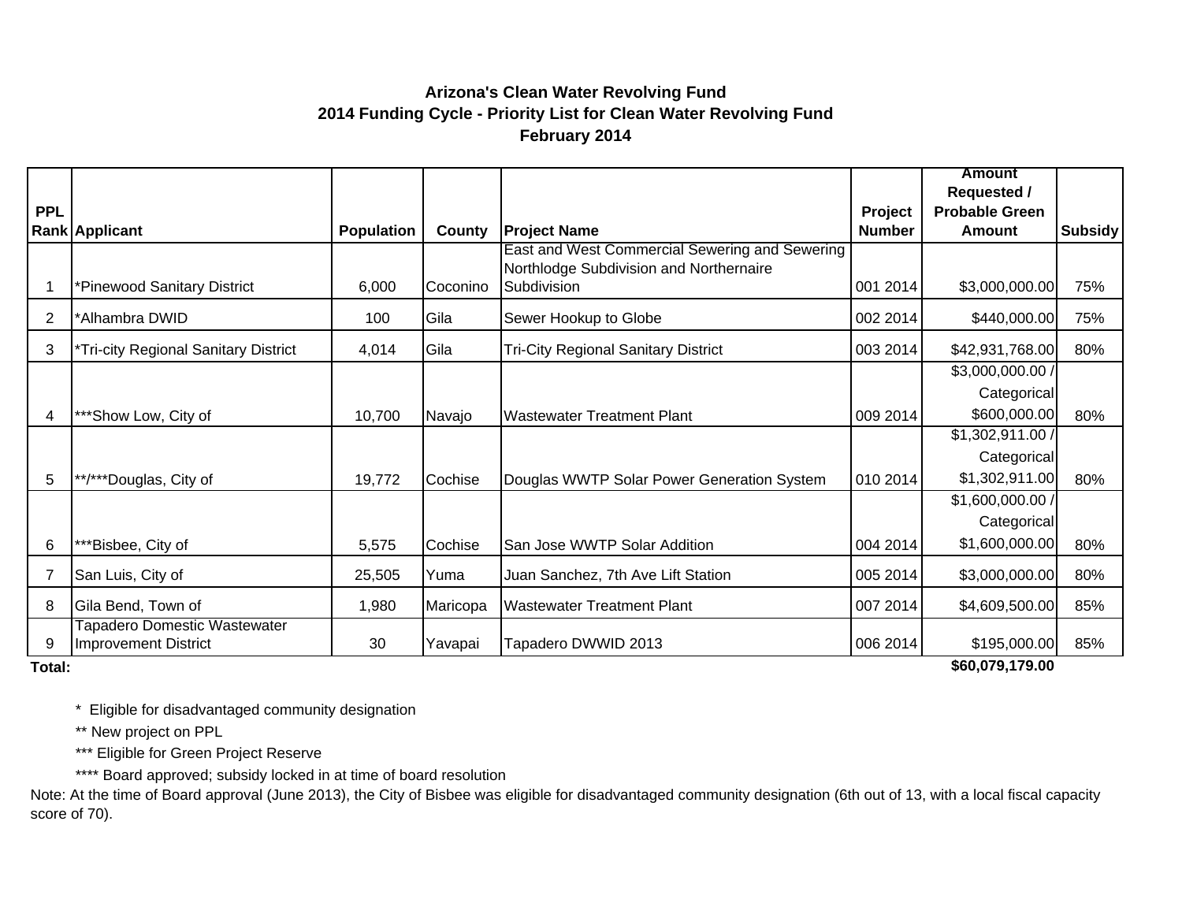**Arizona's Clean Water Revolving Fund**
**2014 Funding Cycle - Priority List for Clean Water Revolving Fund**
**February 2014**

| PPL Rank | Applicant | Population | County | Project Name | Project Number | Amount Requested / Probable Green Amount | Subsidy |
|---|---|---|---|---|---|---|---|
| 1 | *Pinewood Sanitary District | 6,000 | Coconino | East and West Commercial Sewering and Sewering Northlodge Subdivision and Northernaire Subdivision | 001 2014 | $3,000,000.00 | 75% |
| 2 | *Alhambra DWID | 100 | Gila | Sewer Hookup to Globe | 002 2014 | $440,000.00 | 75% |
| 3 | *Tri-city Regional Sanitary District | 4,014 | Gila | Tri-City Regional Sanitary District | 003 2014 | $42,931,768.00 | 80% |
| 4 | ***Show Low, City of | 10,700 | Navajo | Wastewater Treatment Plant | 009 2014 | $3,000,000.00 / Categorical $600,000.00 | 80% |
| 5 | **/***Douglas, City of | 19,772 | Cochise | Douglas WWTP Solar Power Generation System | 010 2014 | $1,302,911.00 / Categorical $1,302,911.00 | 80% |
| 6 | ***Bisbee, City of | 5,575 | Cochise | San Jose WWTP Solar Addition | 004 2014 | $1,600,000.00 / Categorical $1,600,000.00 | 80% |
| 7 | San Luis, City of | 25,505 | Yuma | Juan Sanchez, 7th Ave Lift Station | 005 2014 | $3,000,000.00 | 80% |
| 8 | Gila Bend, Town of | 1,980 | Maricopa | Wastewater Treatment Plant | 007 2014 | $4,609,500.00 | 85% |
| 9 | Tapadero Domestic Wastewater Improvement District | 30 | Yavapai | Tapadero DWWID 2013 | 006 2014 | $195,000.00 | 85% |
| **Total:** | | | | | | **$60,079,179.00** | |

\* Eligible for disadvantaged community designation

** New project on PPL

*** Eligible for Green Project Reserve

**** Board approved; subsidy locked in at time of board resolution

Note: At the time of Board approval (June 2013), the City of Bisbee was eligible for disadvantaged community designation (6th out of 13, with a local fiscal capacity score of 70).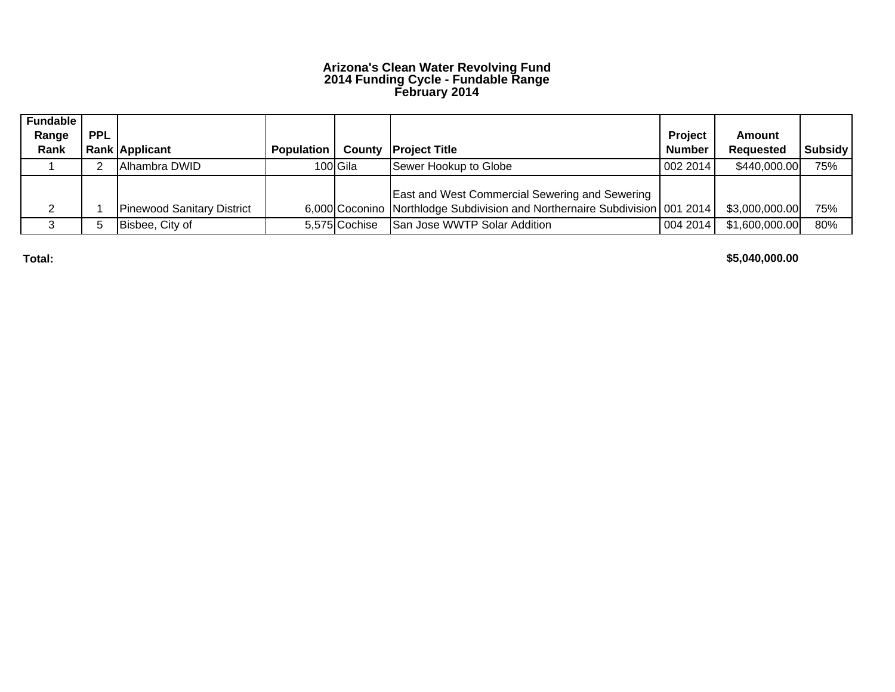**Arizona's Clean Water Revolving Fund**
**2014 Funding Cycle - Fundable Range**
**February 2014**

| Fundable Range Rank | PPL Rank | Applicant | Population | County | Project Title | Project Number | Amount Requested | Subsidy |
|---|---|---|---|---|---|---|---|---|
| 1 | 2 | Alhambra DWID | 100 | Gila | Sewer Hookup to Globe | 002 2014 | $440,000.00 | 75% |
| 2 | 1 | Pinewood Sanitary District | 6,000 | Coconino | East and West Commercial Sewering and Sewering Northlodge Subdivision and Northernaire Subdivision | 001 2014 | $3,000,000.00 | 75% |
| 3 | 5 | Bisbee, City of | 5,575 | Cochise | San Jose WWTP Solar Addition | 004 2014 | $1,600,000.00 | 80% |
| **Total:** | | | | | | | **$5,040,000.00** | |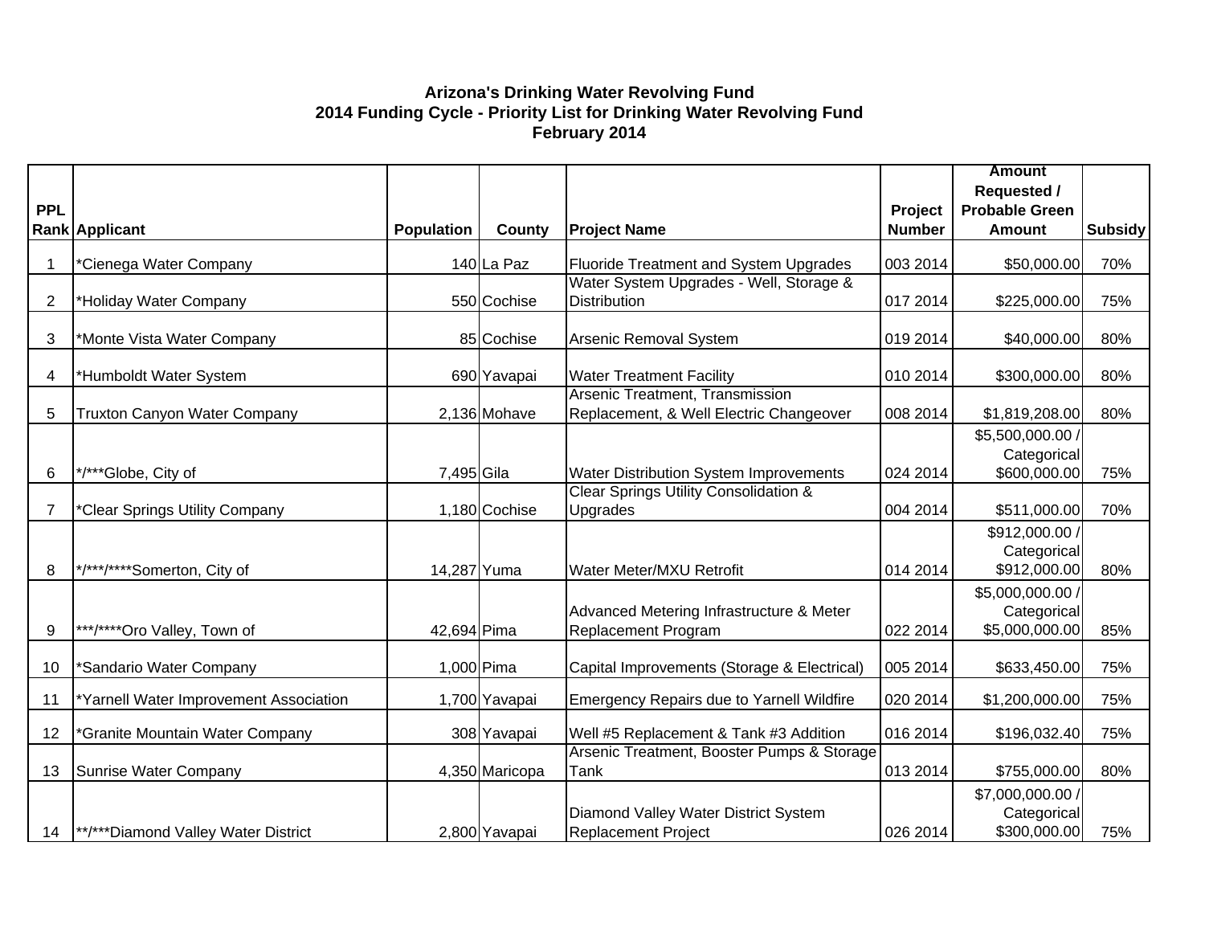**Arizona's Drinking Water Revolving Fund**
**2014 Funding Cycle - Priority List for Drinking Water Revolving Fund**
**February 2014**

| PPL Rank | Applicant | Population | County | Project Name | Project Number | Amount Requested / Probable Green Amount | Subsidy |
|---|---|---|---|---|---|---|---|
| 1 | *Cienega Water Company | 140 | La Paz | Fluoride Treatment and System Upgrades | 003 2014 | $50,000.00 | 70% |
| 2 | *Holiday Water Company | 550 | Cochise | Water System Upgrades - Well, Storage & Distribution | 017 2014 | $225,000.00 | 75% |
| 3 | *Monte Vista Water Company | 85 | Cochise | Arsenic Removal System | 019 2014 | $40,000.00 | 80% |
| 4 | *Humboldt Water System | 690 | Yavapai | Water Treatment Facility | 010 2014 | $300,000.00 | 80% |
| 5 | Truxton Canyon Water Company | 2,136 | Mohave | Arsenic Treatment, Transmission Replacement, & Well Electric Changeover | 008 2014 | $1,819,208.00 | 80% |
| 6 | */***Globe, City of | 7,495 | Gila | Water Distribution System Improvements | 024 2014 | $5,500,000.00 / Categorical $600,000.00 | 75% |
| 7 | *Clear Springs Utility Company | 1,180 | Cochise | Clear Springs Utility Consolidation & Upgrades | 004 2014 | $511,000.00 | 70% |
| 8 | */***/****Somerton, City of | 14,287 | Yuma | Water Meter/MXU Retrofit | 014 2014 | $912,000.00 / Categorical $912,000.00 | 80% |
| 9 | ***/****Oro Valley, Town of | 42,694 | Pima | Advanced Metering Infrastructure & Meter Replacement Program | 022 2014 | $5,000,000.00 / Categorical $5,000,000.00 | 85% |
| 10 | *Sandario Water Company | 1,000 | Pima | Capital Improvements (Storage & Electrical) | 005 2014 | $633,450.00 | 75% |
| 11 | *Yarnell Water Improvement Association | 1,700 | Yavapai | Emergency Repairs due to Yarnell Wildfire | 020 2014 | $1,200,000.00 | 75% |
| 12 | *Granite Mountain Water Company | 308 | Yavapai | Well #5 Replacement & Tank #3 Addition | 016 2014 | $196,032.40 | 75% |
| 13 | Sunrise Water Company | 4,350 | Maricopa | Arsenic Treatment, Booster Pumps & Storage Tank | 013 2014 | $755,000.00 | 80% |
| 14 | **/***Diamond Valley Water District | 2,800 | Yavapai | Diamond Valley Water District System Replacement Project | 026 2014 | $7,000,000.00 / Categorical $300,000.00 | 75% |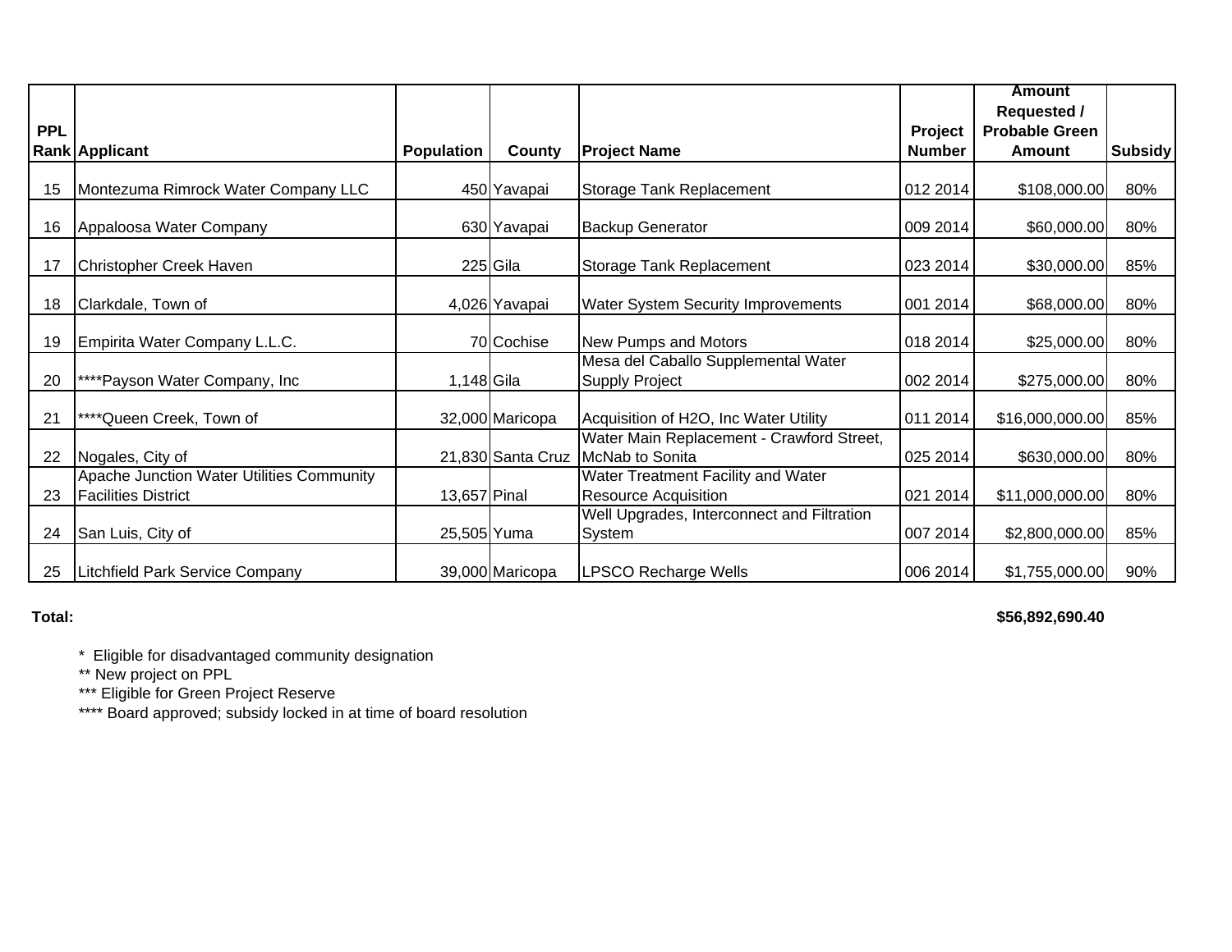| PPL Rank | Applicant | Population | County | Project Name | Project Number | Amount Requested / Probable Green Amount | Subsidy |
|---|---|---|---|---|---|---|---|
| 15 | Montezuma Rimrock Water Company LLC | 450 | Yavapai | Storage Tank Replacement | 012 2014 | $108,000.00 | 80% |
| 16 | Appaloosa Water Company | 630 | Yavapai | Backup Generator | 009 2014 | $60,000.00 | 80% |
| 17 | Christopher Creek Haven | 225 | Gila | Storage Tank Replacement | 023 2014 | $30,000.00 | 85% |
| 18 | Clarkdale, Town of | 4,026 | Yavapai | Water System Security Improvements | 001 2014 | $68,000.00 | 80% |
| 19 | Empirita Water Company L.L.C. | 70 | Cochise | New Pumps and Motors | 018 2014 | $25,000.00 | 80% |
| 20 | ****Payson Water Company, Inc | 1,148 | Gila | Mesa del Caballo Supplemental Water Supply Project | 002 2014 | $275,000.00 | 80% |
| 21 | ****Queen Creek, Town of | 32,000 | Maricopa | Acquisition of H2O, Inc Water Utility | 011 2014 | $16,000,000.00 | 85% |
| 22 | Nogales, City of | 21,830 | Santa Cruz | Water Main Replacement - Crawford Street, McNab to Sonita | 025 2014 | $630,000.00 | 80% |
| 23 | Apache Junction Water Utilities Community Facilities District | 13,657 | Pinal | Water Treatment Facility and Water Resource Acquisition | 021 2014 | $11,000,000.00 | 80% |
| 24 | San Luis, City of | 25,505 | Yuma | Well Upgrades, Interconnect and Filtration System | 007 2014 | $2,800,000.00 | 85% |
| 25 | Litchfield Park Service Company | 39,000 | Maricopa | LPSCO Recharge Wells | 006 2014 | $1,755,000.00 | 90% |

**Total:** **$56,892,690.40**

\* Eligible for disadvantaged community designation
** New project on PPL
*** Eligible for Green Project Reserve
**** Board approved; subsidy locked in at time of board resolution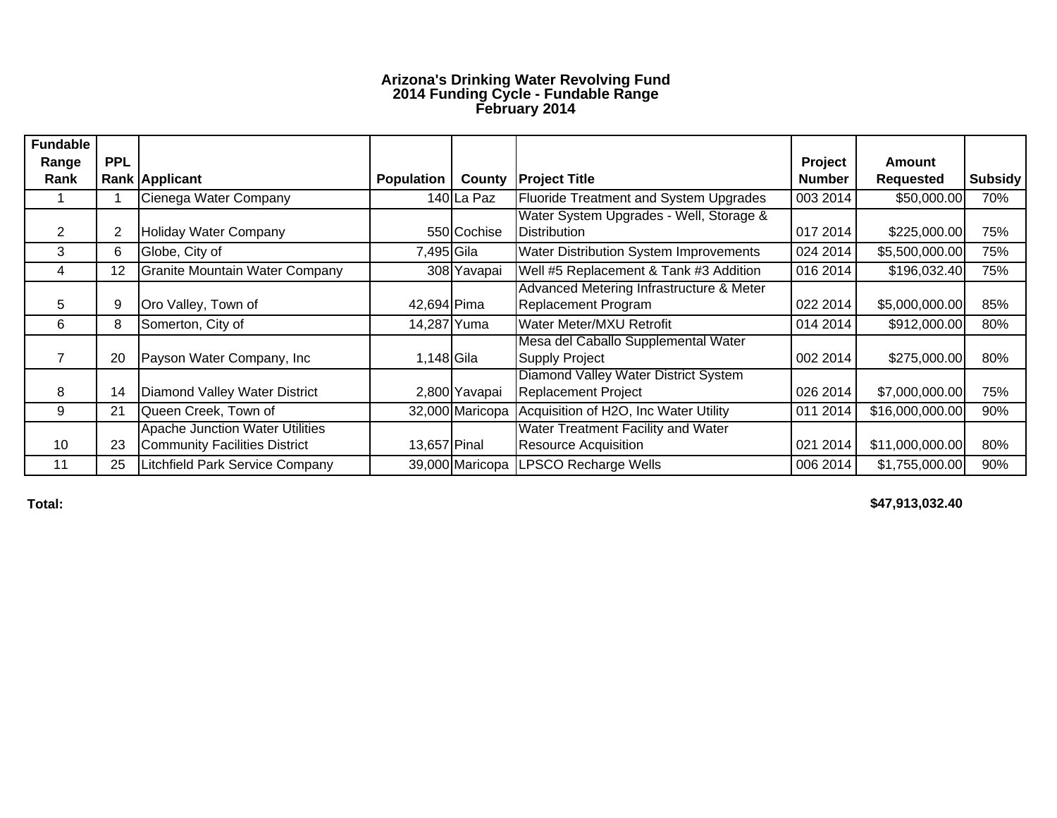# Arizona's Drinking Water Revolving Fund
## 2014 Funding Cycle - Fundable Range
### February 2014

| Fundable Range Rank | PPL Rank | Applicant | Population | County | Project Title | Project Number | Amount Requested | Subsidy |
|---|---|---|---|---|---|---|---|---|
| 1 | 1 | Cienega Water Company | 140 | La Paz | Fluoride Treatment and System Upgrades | 003 2014 | $50,000.00 | 70% |
| 2 | 2 | Holiday Water Company | 550 | Cochise | Water System Upgrades - Well, Storage & Distribution | 017 2014 | $225,000.00 | 75% |
| 3 | 6 | Globe, City of | 7,495 | Gila | Water Distribution System Improvements | 024 2014 | $5,500,000.00 | 75% |
| 4 | 12 | Granite Mountain Water Company | 308 | Yavapai | Well #5 Replacement & Tank #3 Addition | 016 2014 | $196,032.40 | 75% |
| 5 | 9 | Oro Valley, Town of | 42,694 | Pima | Advanced Metering Infrastructure & Meter Replacement Program | 022 2014 | $5,000,000.00 | 85% |
| 6 | 8 | Somerton, City of | 14,287 | Yuma | Water Meter/MXU Retrofit | 014 2014 | $912,000.00 | 80% |
| 7 | 20 | Payson Water Company, Inc | 1,148 | Gila | Mesa del Caballo Supplemental Water Supply Project | 002 2014 | $275,000.00 | 80% |
| 8 | 14 | Diamond Valley Water District | 2,800 | Yavapai | Diamond Valley Water District System Replacement Project | 026 2014 | $7,000,000.00 | 75% |
| 9 | 21 | Queen Creek, Town of | 32,000 | Maricopa | Acquisition of H2O, Inc Water Utility | 011 2014 | $16,000,000.00 | 90% |
| 10 | 23 | Apache Junction Water Utilities Community Facilities District | 13,657 | Pinal | Water Treatment Facility and Water Resource Acquisition | 021 2014 | $11,000,000.00 | 80% |
| 11 | 25 | Litchfield Park Service Company | 39,000 | Maricopa | LPSCO Recharge Wells | 006 2014 | $1,755,000.00 | 90% |

**Total:** **$47,913,032.40**